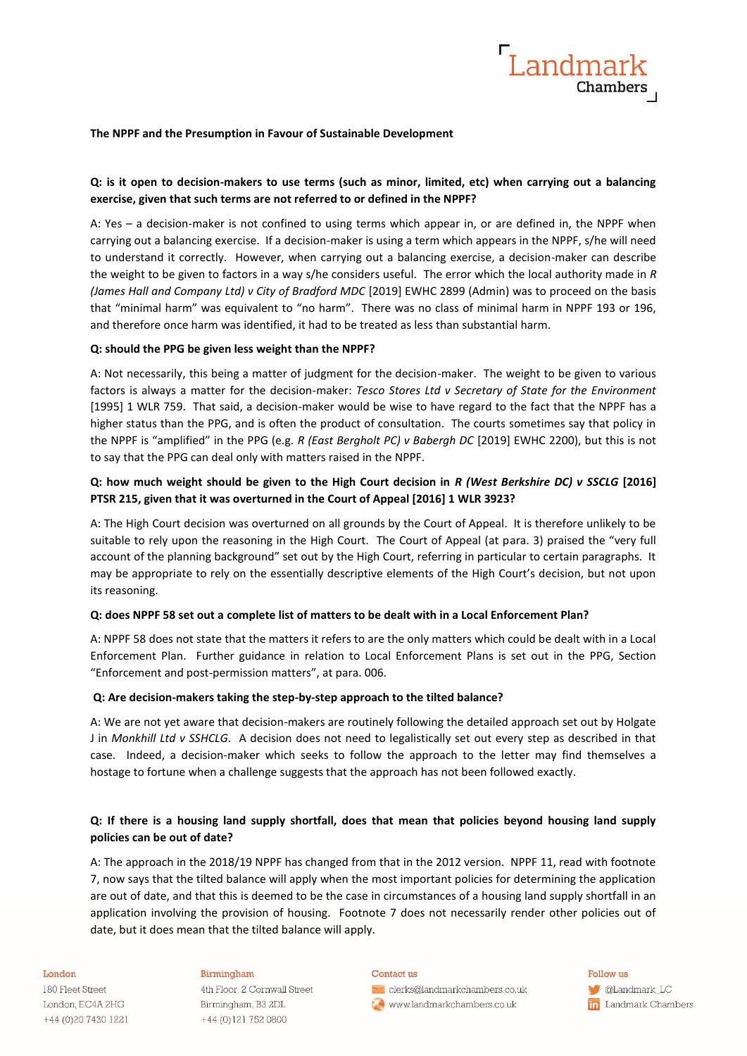**The NPPF and the Presumption in Favour of Sustainable Development**

**Q: is it open to decision-makers to use terms (such as minor, limited, etc) when carrying out a balancing exercise, given that such terms are not referred to or defined in the NPPF?**

A: Yes – a decision-maker is not confined to using terms which appear in, or are defined in, the NPPF when carrying out a balancing exercise. If a decision-maker is using a term which appears in the NPPF, s/he will need to understand it correctly. However, when carrying out a balancing exercise, a decision-maker can describe the weight to be given to factors in a way s/he considers useful. The error which the local authority made in *R (James Hall and Company Ltd) v City of Bradford MDC* [2019] EWHC 2899 (Admin) was to proceed on the basis that "minimal harm" was equivalent to "no harm". There was no class of minimal harm in NPPF 193 or 196, and therefore once harm was identified, it had to be treated as less than substantial harm.

**Q: should the PPG be given less weight than the NPPF?**

A: Not necessarily, this being a matter of judgment for the decision-maker. The weight to be given to various factors is always a matter for the decision-maker: *Tesco Stores Ltd v Secretary of State for the Environment* [1995] 1 WLR 759. That said, a decision-maker would be wise to have regard to the fact that the NPPF has a higher status than the PPG, and is often the product of consultation. The courts sometimes say that policy in the NPPF is "amplified" in the PPG (e.g. *R (East Bergholt PC) v Babergh DC* [2019] EWHC 2200), but this is not to say that the PPG can deal only with matters raised in the NPPF.

**Q: how much weight should be given to the High Court decision in *R (West Berkshire DC) v SSCLG* [2016] PTSR 215, given that it was overturned in the Court of Appeal [2016] 1 WLR 3923?**

A: The High Court decision was overturned on all grounds by the Court of Appeal. It is therefore unlikely to be suitable to rely upon the reasoning in the High Court. The Court of Appeal (at para. 3) praised the "very full account of the planning background" set out by the High Court, referring in particular to certain paragraphs. It may be appropriate to rely on the essentially descriptive elements of the High Court's decision, but not upon its reasoning.

**Q: does NPPF 58 set out a complete list of matters to be dealt with in a Local Enforcement Plan?**

A: NPPF 58 does not state that the matters it refers to are the only matters which could be dealt with in a Local Enforcement Plan. Further guidance in relation to Local Enforcement Plans is set out in the PPG, Section "Enforcement and post-permission matters", at para. 006.

**Q: Are decision-makers taking the step-by-step approach to the tilted balance?**

A: We are not yet aware that decision-makers are routinely following the detailed approach set out by Holgate J in *Monkhill Ltd v SSHCLG*. A decision does not need to legalistically set out every step as described in that case. Indeed, a decision-maker which seeks to follow the approach to the letter may find themselves a hostage to fortune when a challenge suggests that the approach has not been followed exactly.

**Q: If there is a housing land supply shortfall, does that mean that policies beyond housing land supply policies can be out of date?**

A: The approach in the 2018/19 NPPF has changed from that in the 2012 version. NPPF 11, read with footnote 7, now says that the tilted balance will apply when the most important policies for determining the application are out of date, and that this is deemed to be the case in circumstances of a housing land supply shortfall in an application involving the provision of housing. Footnote 7 does not necessarily render other policies out of date, but it does mean that the tilted balance will apply.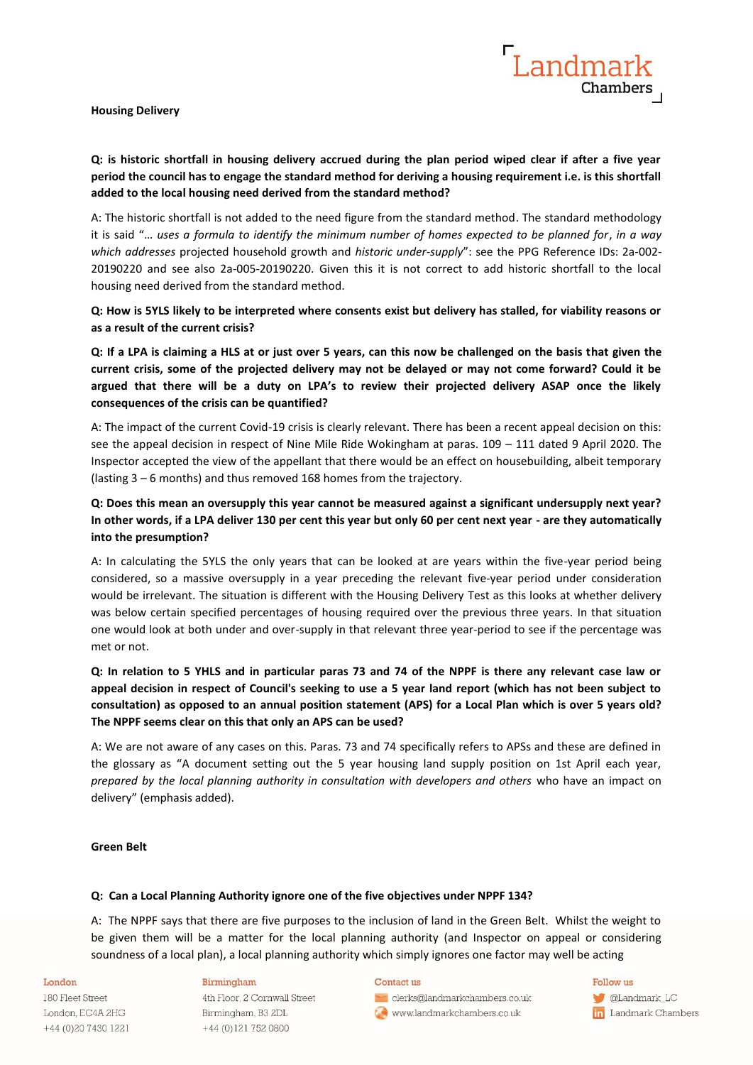**Housing Delivery**

**Q: is historic shortfall in housing delivery accrued during the plan period wiped clear if after a five year period the council has to engage the standard method for deriving a housing requirement i.e. is this shortfall added to the local housing need derived from the standard method?**

A: The historic shortfall is not added to the need figure from the standard method. The standard methodology it is said "*… uses a formula to identify the minimum number of homes expected to be planned for*, *in a way which addresses* projected household growth and *historic under-supply*": see the PPG Reference IDs: 2a-002-20190220 and see also 2a-005-20190220. Given this it is not correct to add historic shortfall to the local housing need derived from the standard method.

**Q: How is 5YLS likely to be interpreted where consents exist but delivery has stalled, for viability reasons or as a result of the current crisis?**

**Q: If a LPA is claiming a HLS at or just over 5 years, can this now be challenged on the basis that given the current crisis, some of the projected delivery may not be delayed or may not come forward? Could it be argued that there will be a duty on LPA's to review their projected delivery ASAP once the likely consequences of the crisis can be quantified?**

A: The impact of the current Covid-19 crisis is clearly relevant. There has been a recent appeal decision on this: see the appeal decision in respect of Nine Mile Ride Wokingham at paras. 109 – 111 dated 9 April 2020. The Inspector accepted the view of the appellant that there would be an effect on housebuilding, albeit temporary (lasting 3 – 6 months) and thus removed 168 homes from the trajectory.

**Q: Does this mean an oversupply this year cannot be measured against a significant undersupply next year? In other words, if a LPA deliver 130 per cent this year but only 60 per cent next year - are they automatically into the presumption?**

A: In calculating the 5YLS the only years that can be looked at are years within the five-year period being considered, so a massive oversupply in a year preceding the relevant five-year period under consideration would be irrelevant. The situation is different with the Housing Delivery Test as this looks at whether delivery was below certain specified percentages of housing required over the previous three years. In that situation one would look at both under and over-supply in that relevant three year-period to see if the percentage was met or not.

**Q: In relation to 5 YHLS and in particular paras 73 and 74 of the NPPF is there any relevant case law or appeal decision in respect of Council's seeking to use a 5 year land report (which has not been subject to consultation) as opposed to an annual position statement (APS) for a Local Plan which is over 5 years old? The NPPF seems clear on this that only an APS can be used?**

A: We are not aware of any cases on this. Paras. 73 and 74 specifically refers to APSs and these are defined in the glossary as "A document setting out the 5 year housing land supply position on 1st April each year, *prepared by the local planning authority in consultation with developers and others* who have an impact on delivery" (emphasis added).

**Green Belt**

**Q: Can a Local Planning Authority ignore one of the five objectives under NPPF 134?**

A: The NPPF says that there are five purposes to the inclusion of land in the Green Belt. Whilst the weight to be given them will be a matter for the local planning authority (and Inspector on appeal or considering soundness of a local plan), a local planning authority which simply ignores one factor may well be acting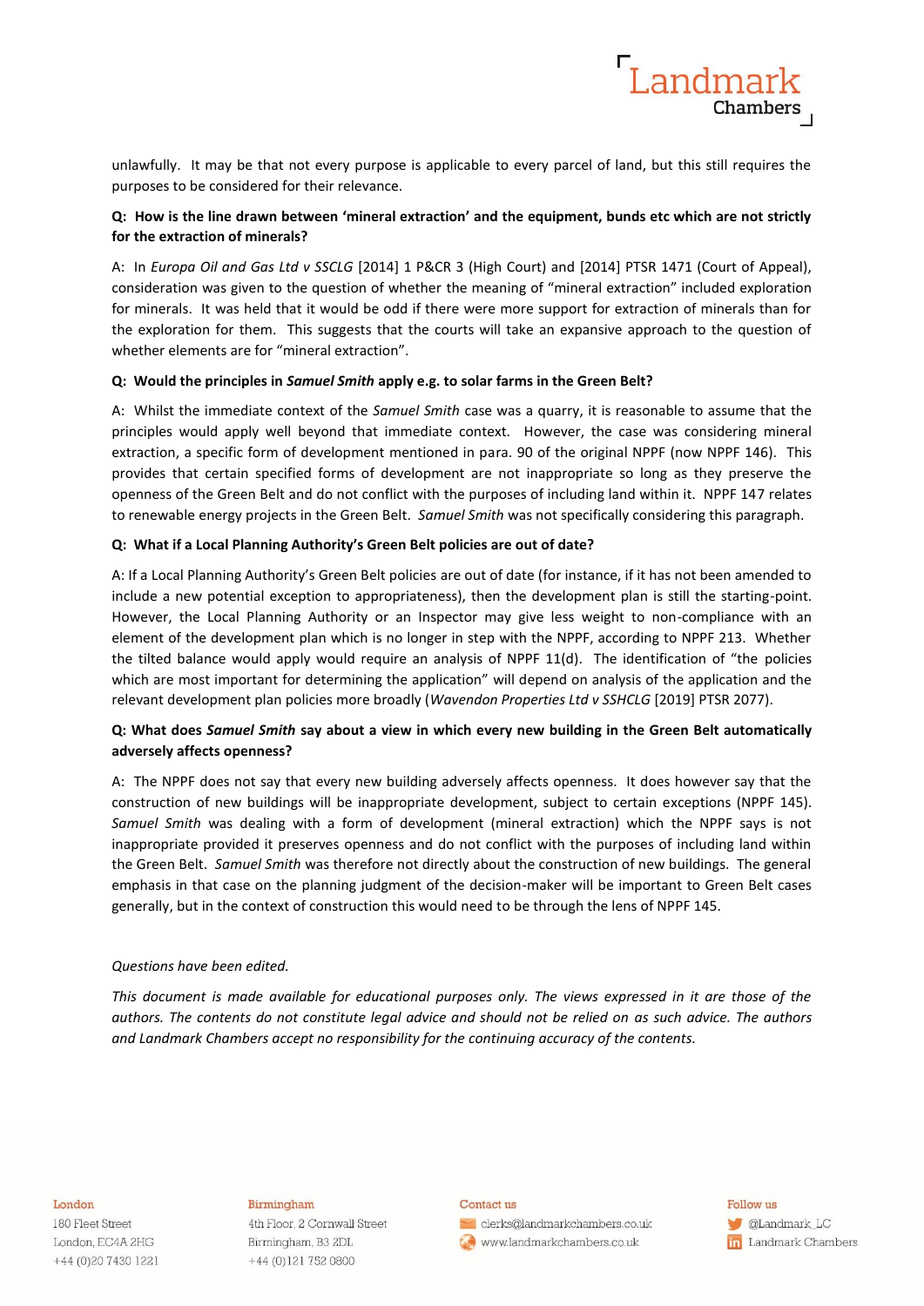unlawfully. It may be that not every purpose is applicable to every parcel of land, but this still requires the purposes to be considered for their relevance.

**Q: How is the line drawn between 'mineral extraction' and the equipment, bunds etc which are not strictly for the extraction of minerals?**

A: In *Europa Oil and Gas Ltd v SSCLG* [2014] 1 P&CR 3 (High Court) and [2014] PTSR 1471 (Court of Appeal), consideration was given to the question of whether the meaning of "mineral extraction" included exploration for minerals. It was held that it would be odd if there were more support for extraction of minerals than for the exploration for them. This suggests that the courts will take an expansive approach to the question of whether elements are for "mineral extraction".

**Q: Would the principles in *Samuel Smith* apply e.g. to solar farms in the Green Belt?**

A: Whilst the immediate context of the *Samuel Smith* case was a quarry, it is reasonable to assume that the principles would apply well beyond that immediate context. However, the case was considering mineral extraction, a specific form of development mentioned in para. 90 of the original NPPF (now NPPF 146). This provides that certain specified forms of development are not inappropriate so long as they preserve the openness of the Green Belt and do not conflict with the purposes of including land within it. NPPF 147 relates to renewable energy projects in the Green Belt. *Samuel Smith* was not specifically considering this paragraph.

**Q: What if a Local Planning Authority's Green Belt policies are out of date?**

A: If a Local Planning Authority's Green Belt policies are out of date (for instance, if it has not been amended to include a new potential exception to appropriateness), then the development plan is still the starting-point. However, the Local Planning Authority or an Inspector may give less weight to non-compliance with an element of the development plan which is no longer in step with the NPPF, according to NPPF 213. Whether the tilted balance would apply would require an analysis of NPPF 11(d). The identification of "the policies which are most important for determining the application" will depend on analysis of the application and the relevant development plan policies more broadly (*Wavendon Properties Ltd v SSHCLG* [2019] PTSR 2077).

**Q: What does *Samuel Smith* say about a view in which every new building in the Green Belt automatically adversely affects openness?**

A: The NPPF does not say that every new building adversely affects openness. It does however say that the construction of new buildings will be inappropriate development, subject to certain exceptions (NPPF 145). *Samuel Smith* was dealing with a form of development (mineral extraction) which the NPPF says is not inappropriate provided it preserves openness and do not conflict with the purposes of including land within the Green Belt. *Samuel Smith* was therefore not directly about the construction of new buildings. The general emphasis in that case on the planning judgment of the decision-maker will be important to Green Belt cases generally, but in the context of construction this would need to be through the lens of NPPF 145.

*Questions have been edited.*

*This document is made available for educational purposes only. The views expressed in it are those of the authors. The contents do not constitute legal advice and should not be relied on as such advice. The authors and Landmark Chambers accept no responsibility for the continuing accuracy of the contents.*